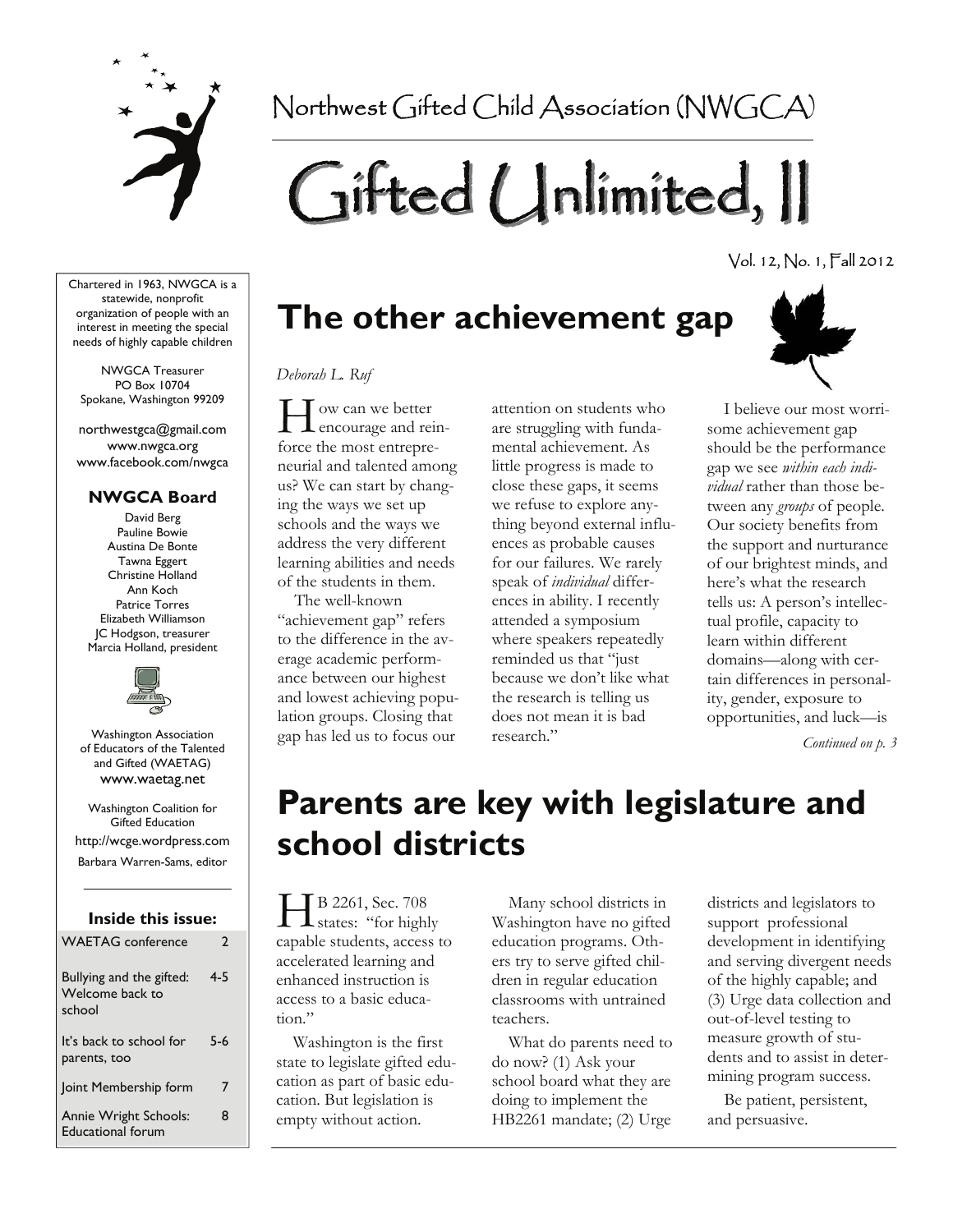Northwest Gifted Child Association (NWGCA)

# Gifted Unlimited, II

Vol. 12, No. 1, Fall 2012

Chartered in 1963, NWGCA is a statewide, nonprofit organization of people with an interest in meeting the special needs of highly capable children

NWGCA Treasurer
PO Box 10704
Spokane, Washington 99209

northwestgca@gmail.com
www.nwgca.org
www.facebook.com/nwgca

**NWGCA Board**

David Berg
Pauline Bowie
Austina De Bonte
Tawna Eggert
Christine Holland
Ann Koch
Patrice Torres
Elizabeth Williamson
JC Hodgson, treasurer
Marcia Holland, president

Washington Association of Educators of the Talented and Gifted (WAETAG)
www.waetag.net

Washington Coalition for Gifted Education
http://wcge.wordpress.com
Barbara Warren-Sams, editor

**Inside this issue:**

| | |
|---|---|
| WAETAG conference | 2 |
| Bullying and the gifted: Welcome back to school | 4-5 |
| It's back to school for parents, too | 5-6 |
| Joint Membership form | 7 |
| Annie Wright Schools: Educational forum | 8 |

## The other achievement gap

*Deborah L. Ruf*

How can we better encourage and reinforce the most entrepreneurial and talented among us? We can start by changing the ways we set up schools and the ways we address the very different learning abilities and needs of the students in them.

The well-known "achievement gap" refers to the difference in the average academic performance between our highest and lowest achieving population groups. Closing that gap has led us to focus our attention on students who are struggling with fundamental achievement. As little progress is made to close these gaps, it seems we refuse to explore anything beyond external influences as probable causes for our failures. We rarely speak of *individual* differences in ability. I recently attended a symposium where speakers repeatedly reminded us that "just because we don't like what the research is telling us does not mean it is bad research."

I believe our most worrisome achievement gap should be the performance gap we see *within each individual* rather than those between any *groups* of people. Our society benefits from the support and nurturance of our brightest minds, and here's what the research tells us: A person's intellectual profile, capacity to learn within different domains—along with certain differences in personality, gender, exposure to opportunities, and luck—is

*Continued on p. 3*

## Parents are key with legislature and school districts

HB 2261, Sec. 708 states: "for highly capable students, access to accelerated learning and enhanced instruction is access to a basic education."

Washington is the first state to legislate gifted education as part of basic education. But legislation is empty without action.

Many school districts in Washington have no gifted education programs. Others try to serve gifted children in regular education classrooms with untrained teachers.

What do parents need to do now? (1) Ask your school board what they are doing to implement the HB2261 mandate; (2) Urge districts and legislators to support professional development in identifying and serving divergent needs of the highly capable; and (3) Urge data collection and out-of-level testing to measure growth of students and to assist in determining program success.

Be patient, persistent, and persuasive.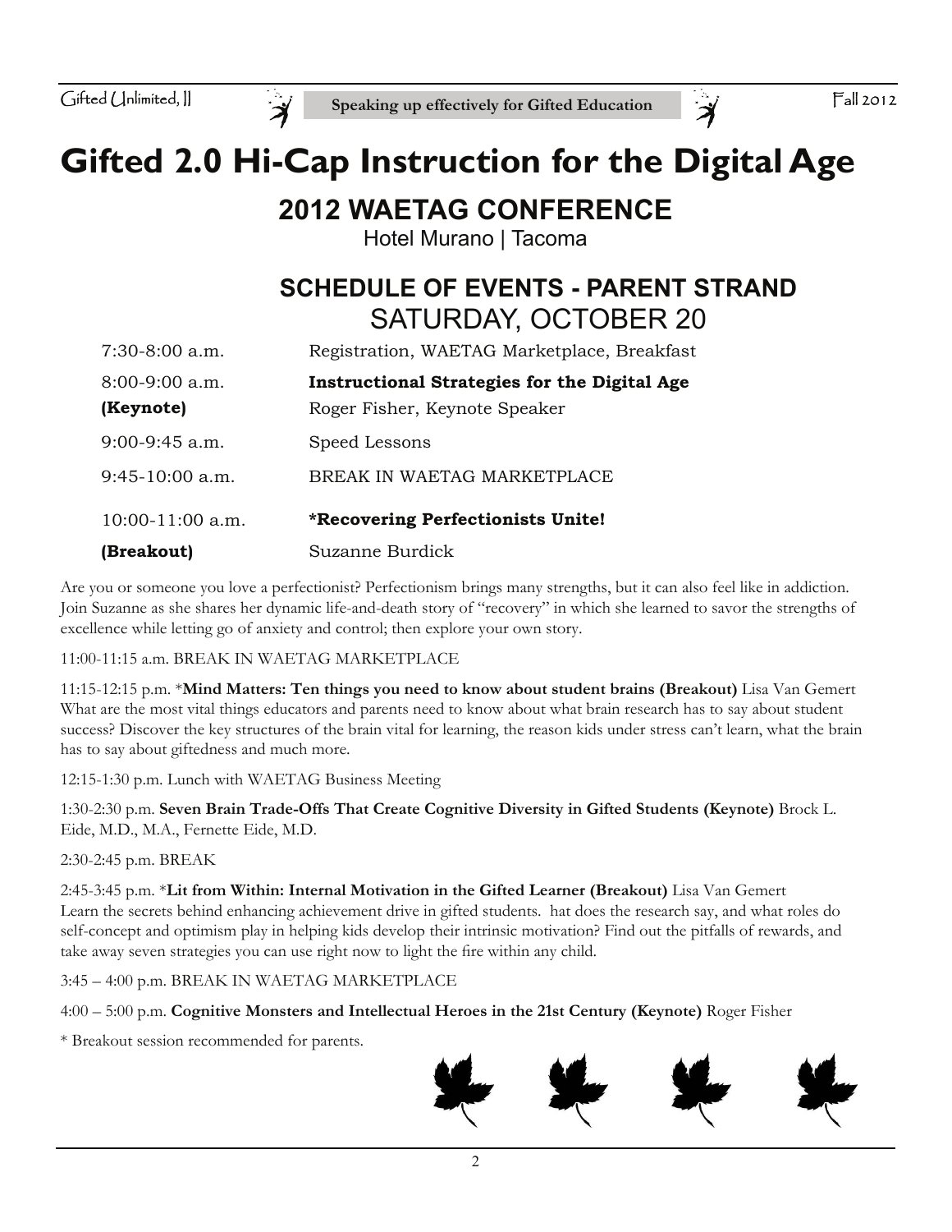# Gifted 2.0 Hi-Cap Instruction for the Digital Age

## 2012 WAETAG CONFERENCE

Hotel Murano | Tacoma

### SCHEDULE OF EVENTS - PARENT STRAND

SATURDAY, OCTOBER 20

| | |
|---|---|
| 7:30-8:00 a.m. | Registration, WAETAG Marketplace, Breakfast |
| 8:00-9:00 a.m. **(Keynote)** | **Instructional Strategies for the Digital Age** Roger Fisher, Keynote Speaker |
| 9:00-9:45 a.m. | Speed Lessons |
| 9:45-10:00 a.m. | BREAK IN WAETAG MARKETPLACE |
| 10:00-11:00 a.m. **(Breakout)** | ***Recovering Perfectionists Unite!** Suzanne Burdick |

Are you or someone you love a perfectionist? Perfectionism brings many strengths, but it can also feel like in addiction. Join Suzanne as she shares her dynamic life-and-death story of "recovery" in which she learned to savor the strengths of excellence while letting go of anxiety and control; then explore your own story.

11:00-11:15 a.m. BREAK IN WAETAG MARKETPLACE

11:15-12:15 p.m. ***Mind Matters: Ten things you need to know about student brains (Breakout)** Lisa Van Gemert
What are the most vital things educators and parents need to know about what brain research has to say about student success? Discover the key structures of the brain vital for learning, the reason kids under stress can't learn, what the brain has to say about giftedness and much more.

12:15-1:30 p.m. Lunch with WAETAG Business Meeting

1:30-2:30 p.m. **Seven Brain Trade-Offs That Create Cognitive Diversity in Gifted Students (Keynote)** Brock L. Eide, M.D., M.A., Fernette Eide, M.D.

2:30-2:45 p.m. BREAK

2:45-3:45 p.m. ***Lit from Within: Internal Motivation in the Gifted Learner (Breakout)** Lisa Van Gemert
Learn the secrets behind enhancing achievement drive in gifted students. hat does the research say, and what roles do self-concept and optimism play in helping kids develop their intrinsic motivation? Find out the pitfalls of rewards, and take away seven strategies you can use right now to light the fire within any child.

3:45 – 4:00 p.m. BREAK IN WAETAG MARKETPLACE

4:00 – 5:00 p.m. **Cognitive Monsters and Intellectual Heroes in the 21st Century (Keynote)** Roger Fisher

\* Breakout session recommended for parents.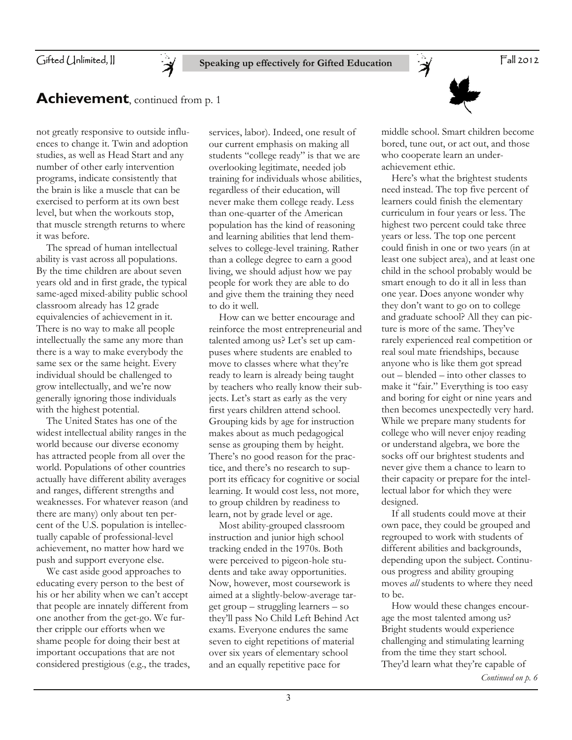## **Achievement**, continued from p. 1

not greatly responsive to outside influences to change it. Twin and adoption studies, as well as Head Start and any number of other early intervention programs, indicate consistently that the brain is like a muscle that can be exercised to perform at its own best level, but when the workouts stop, that muscle strength returns to where it was before.

The spread of human intellectual ability is vast across all populations. By the time children are about seven years old and in first grade, the typical same-aged mixed-ability public school classroom already has 12 grade equivalencies of achievement in it. There is no way to make all people intellectually the same any more than there is a way to make everybody the same sex or the same height. Every individual should be challenged to grow intellectually, and we're now generally ignoring those individuals with the highest potential.

The United States has one of the widest intellectual ability ranges in the world because our diverse economy has attracted people from all over the world. Populations of other countries actually have different ability averages and ranges, different strengths and weaknesses. For whatever reason (and there are many) only about ten percent of the U.S. population is intellectually capable of professional-level achievement, no matter how hard we push and support everyone else.

We cast aside good approaches to educating every person to the best of his or her ability when we can't accept that people are innately different from one another from the get-go. We further cripple our efforts when we shame people for doing their best at important occupations that are not considered prestigious (e.g., the trades, services, labor). Indeed, one result of our current emphasis on making all students "college ready" is that we are overlooking legitimate, needed job training for individuals whose abilities, regardless of their education, will never make them college ready. Less than one-quarter of the American population has the kind of reasoning and learning abilities that lend themselves to college-level training. Rather than a college degree to earn a good living, we should adjust how we pay people for work they are able to do and give them the training they need to do it well.

How can we better encourage and reinforce the most entrepreneurial and talented among us? Let's set up campuses where students are enabled to move to classes where what they're ready to learn is already being taught by teachers who really know their subjects. Let's start as early as the very first years children attend school. Grouping kids by age for instruction makes about as much pedagogical sense as grouping them by height. There's no good reason for the practice, and there's no research to support its efficacy for cognitive or social learning. It would cost less, not more, to group children by readiness to learn, not by grade level or age.

Most ability-grouped classroom instruction and junior high school tracking ended in the 1970s. Both were perceived to pigeon-hole students and take away opportunities. Now, however, most coursework is aimed at a slightly-below-average target group – struggling learners – so they'll pass No Child Left Behind Act exams. Everyone endures the same seven to eight repetitions of material over six years of elementary school and an equally repetitive pace for middle school. Smart children become bored, tune out, or act out, and those who cooperate learn an under-achievement ethic.

Here's what the brightest students need instead. The top five percent of learners could finish the elementary curriculum in four years or less. The highest two percent could take three years or less. The top one percent could finish in one or two years (in at least one subject area), and at least one child in the school probably would be smart enough to do it all in less than one year. Does anyone wonder why they don't want to go on to college and graduate school? All they can picture is more of the same. They've rarely experienced real competition or real soul mate friendships, because anyone who is like them got spread out – blended – into other classes to make it "fair." Everything is too easy and boring for eight or nine years and then becomes unexpectedly very hard. While we prepare many students for college who will never enjoy reading or understand algebra, we bore the socks off our brightest students and never give them a chance to learn to their capacity or prepare for the intellectual labor for which they were designed.

If all students could move at their own pace, they could be grouped and regrouped to work with students of different abilities and backgrounds, depending upon the subject. Continuous progress and ability grouping moves *all* students to where they need to be.

How would these changes encourage the most talented among us? Bright students would experience challenging and stimulating learning from the time they start school. They'd learn what they're capable of

*Continued on p. 6*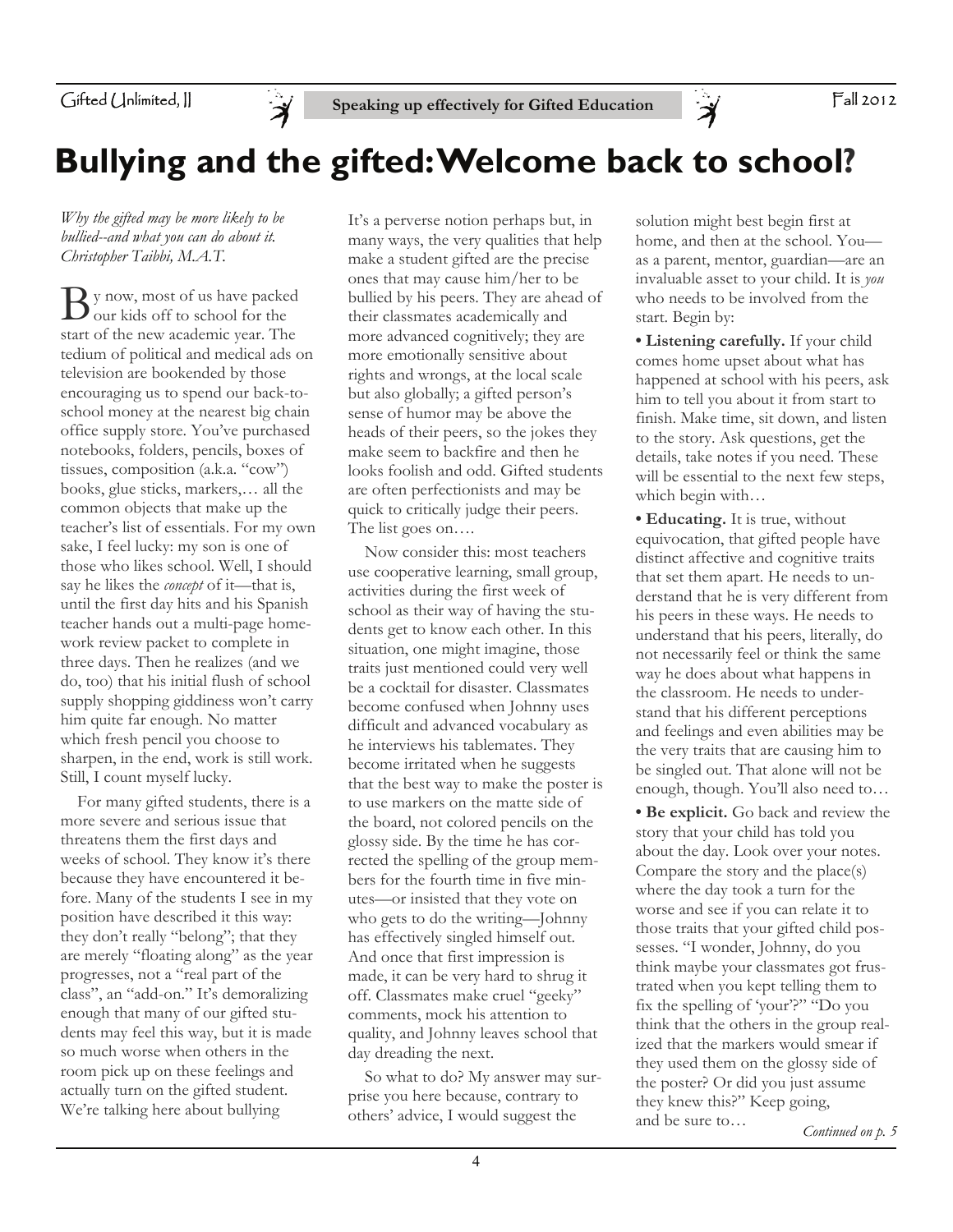# Bullying and the gifted: Welcome back to school?

*Why the gifted may be more likely to be bullied--and what you can do about it.*
*Christopher Taibbi, M.A.T.*

By now, most of us have packed our kids off to school for the start of the new academic year. The tedium of political and medical ads on television are bookended by those encouraging us to spend our back-to-school money at the nearest big chain office supply store. You've purchased notebooks, folders, pencils, boxes of tissues, composition (a.k.a. "cow") books, glue sticks, markers,… all the common objects that make up the teacher's list of essentials. For my own sake, I feel lucky: my son is one of those who likes school. Well, I should say he likes the *concept* of it—that is, until the first day hits and his Spanish teacher hands out a multi-page homework review packet to complete in three days. Then he realizes (and we do, too) that his initial flush of school supply shopping giddiness won't carry him quite far enough. No matter which fresh pencil you choose to sharpen, in the end, work is still work. Still, I count myself lucky.

For many gifted students, there is a more severe and serious issue that threatens them the first days and weeks of school. They know it's there because they have encountered it before. Many of the students I see in my position have described it this way: they don't really "belong"; that they are merely "floating along" as the year progresses, not a "real part of the class", an "add-on." It's demoralizing enough that many of our gifted students may feel this way, but it is made so much worse when others in the room pick up on these feelings and actually turn on the gifted student. We're talking here about bullying

It's a perverse notion perhaps but, in many ways, the very qualities that help make a student gifted are the precise ones that may cause him/her to be bullied by his peers. They are ahead of their classmates academically and more advanced cognitively; they are more emotionally sensitive about rights and wrongs, at the local scale but also globally; a gifted person's sense of humor may be above the heads of their peers, so the jokes they make seem to backfire and then he looks foolish and odd. Gifted students are often perfectionists and may be quick to critically judge their peers. The list goes on….

Now consider this: most teachers use cooperative learning, small group, activities during the first week of school as their way of having the students get to know each other. In this situation, one might imagine, those traits just mentioned could very well be a cocktail for disaster. Classmates become confused when Johnny uses difficult and advanced vocabulary as he interviews his tablemates. They become irritated when he suggests that the best way to make the poster is to use markers on the matte side of the board, not colored pencils on the glossy side. By the time he has corrected the spelling of the group members for the fourth time in five minutes—or insisted that they vote on who gets to do the writing—Johnny has effectively singled himself out. And once that first impression is made, it can be very hard to shrug it off. Classmates make cruel "geeky" comments, mock his attention to quality, and Johnny leaves school that day dreading the next.

So what to do? My answer may surprise you here because, contrary to others' advice, I would suggest the solution might best begin first at home, and then at the school. You—as a parent, mentor, guardian—are an invaluable asset to your child. It is *you* who needs to be involved from the start. Begin by:

- **Listening carefully.** If your child comes home upset about what has happened at school with his peers, ask him to tell you about it from start to finish. Make time, sit down, and listen to the story. Ask questions, get the details, take notes if you need. These will be essential to the next few steps, which begin with…

- **Educating.** It is true, without equivocation, that gifted people have distinct affective and cognitive traits that set them apart. He needs to understand that he is very different from his peers in these ways. He needs to understand that his peers, literally, do not necessarily feel or think the same way he does about what happens in the classroom. He needs to understand that his different perceptions and feelings and even abilities may be the very traits that are causing him to be singled out. That alone will not be enough, though. You'll also need to…

- **Be explicit.** Go back and review the story that your child has told you about the day. Look over your notes. Compare the story and the place(s) where the day took a turn for the worse and see if you can relate it to those traits that your gifted child possesses. "I wonder, Johnny, do you think maybe your classmates got frustrated when you kept telling them to fix the spelling of 'your'?" "Do you think that the others in the group realized that the markers would smear if they used them on the glossy side of the poster? Or did you just assume they knew this?" Keep going, and be sure to…

*Continued on p. 5*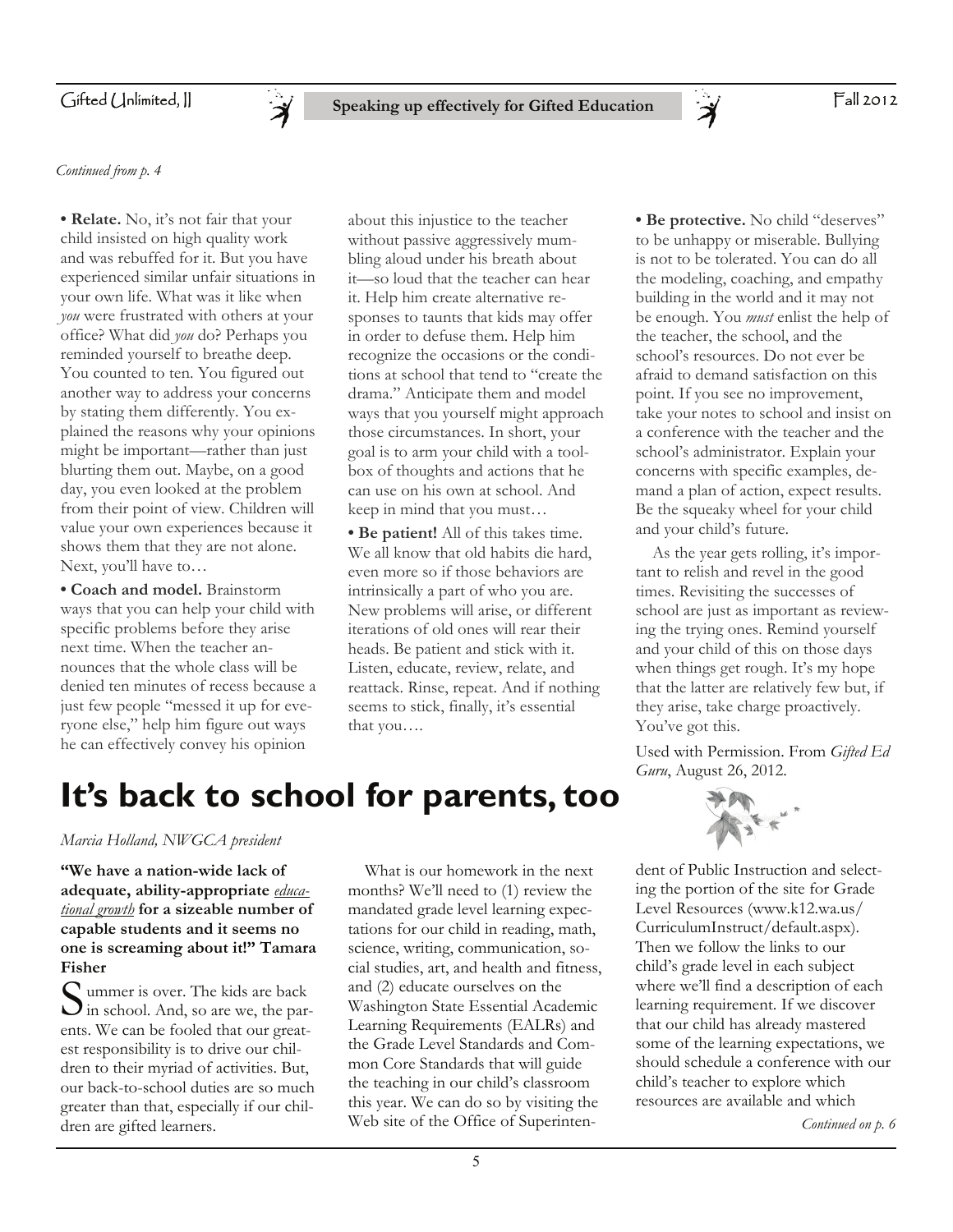*Continued from p. 4*

**• Relate.** No, it's not fair that your child insisted on high quality work and was rebuffed for it. But you have experienced similar unfair situations in your own life. What was it like when *you* were frustrated with others at your office? What did *you* do? Perhaps you reminded yourself to breathe deep. You counted to ten. You figured out another way to address your concerns by stating them differently. You explained the reasons why your opinions might be important—rather than just blurting them out. Maybe, on a good day, you even looked at the problem from their point of view. Children will value your own experiences because it shows them that they are not alone. Next, you'll have to…

**• Coach and model.** Brainstorm ways that you can help your child with specific problems before they arise next time. When the teacher announces that the whole class will be denied ten minutes of recess because a just few people "messed it up for everyone else," help him figure out ways he can effectively convey his opinion about this injustice to the teacher without passive aggressively mumbling aloud under his breath about it—so loud that the teacher can hear it. Help him create alternative responses to taunts that kids may offer in order to defuse them. Help him recognize the occasions or the conditions at school that tend to "create the drama." Anticipate them and model ways that you yourself might approach those circumstances. In short, your goal is to arm your child with a toolbox of thoughts and actions that he can use on his own at school. And keep in mind that you must…

**• Be patient!** All of this takes time. We all know that old habits die hard, even more so if those behaviors are intrinsically a part of who you are. New problems will arise, or different iterations of old ones will rear their heads. Be patient and stick with it. Listen, educate, review, relate, and reattack. Rinse, repeat. And if nothing seems to stick, finally, it's essential that you….

**• Be protective.** No child "deserves" to be unhappy or miserable. Bullying is not to be tolerated. You can do all the modeling, coaching, and empathy building in the world and it may not be enough. You *must* enlist the help of the teacher, the school, and the school's resources. Do not ever be afraid to demand satisfaction on this point. If you see no improvement, take your notes to school and insist on a conference with the teacher and the school's administrator. Explain your concerns with specific examples, demand a plan of action, expect results. Be the squeaky wheel for your child and your child's future.

As the year gets rolling, it's important to relish and revel in the good times. Revisiting the successes of school are just as important as reviewing the trying ones. Remind yourself and your child of this on those days when things get rough. It's my hope that the latter are relatively few but, if they arise, take charge proactively. You've got this.

Used with Permission. From *Gifted Ed Guru*, August 26, 2012.

# It's back to school for parents, too

*Marcia Holland, NWGCA president*

**"We have a nation-wide lack of adequate, ability-appropriate *educational growth* for a sizeable number of capable students and it seems no one is screaming about it!" Tamara Fisher**

Summer is over. The kids are back in school. And, so are we, the parents. We can be fooled that our greatest responsibility is to drive our children to their myriad of activities. But, our back-to-school duties are so much greater than that, especially if our children are gifted learners.

What is our homework in the next months? We'll need to (1) review the mandated grade level learning expectations for our child in reading, math, science, writing, communication, social studies, art, and health and fitness, and (2) educate ourselves on the Washington State Essential Academic Learning Requirements (EALRs) and the Grade Level Standards and Common Core Standards that will guide the teaching in our child's classroom this year. We can do so by visiting the Web site of the Office of Superintendent of Public Instruction and selecting the portion of the site for Grade Level Resources (www.k12.wa.us/CurriculumInstruct/default.aspx). Then we follow the links to our child's grade level in each subject where we'll find a description of each learning requirement. If we discover that our child has already mastered some of the learning expectations, we should schedule a conference with our child's teacher to explore which resources are available and which

*Continued on p. 6*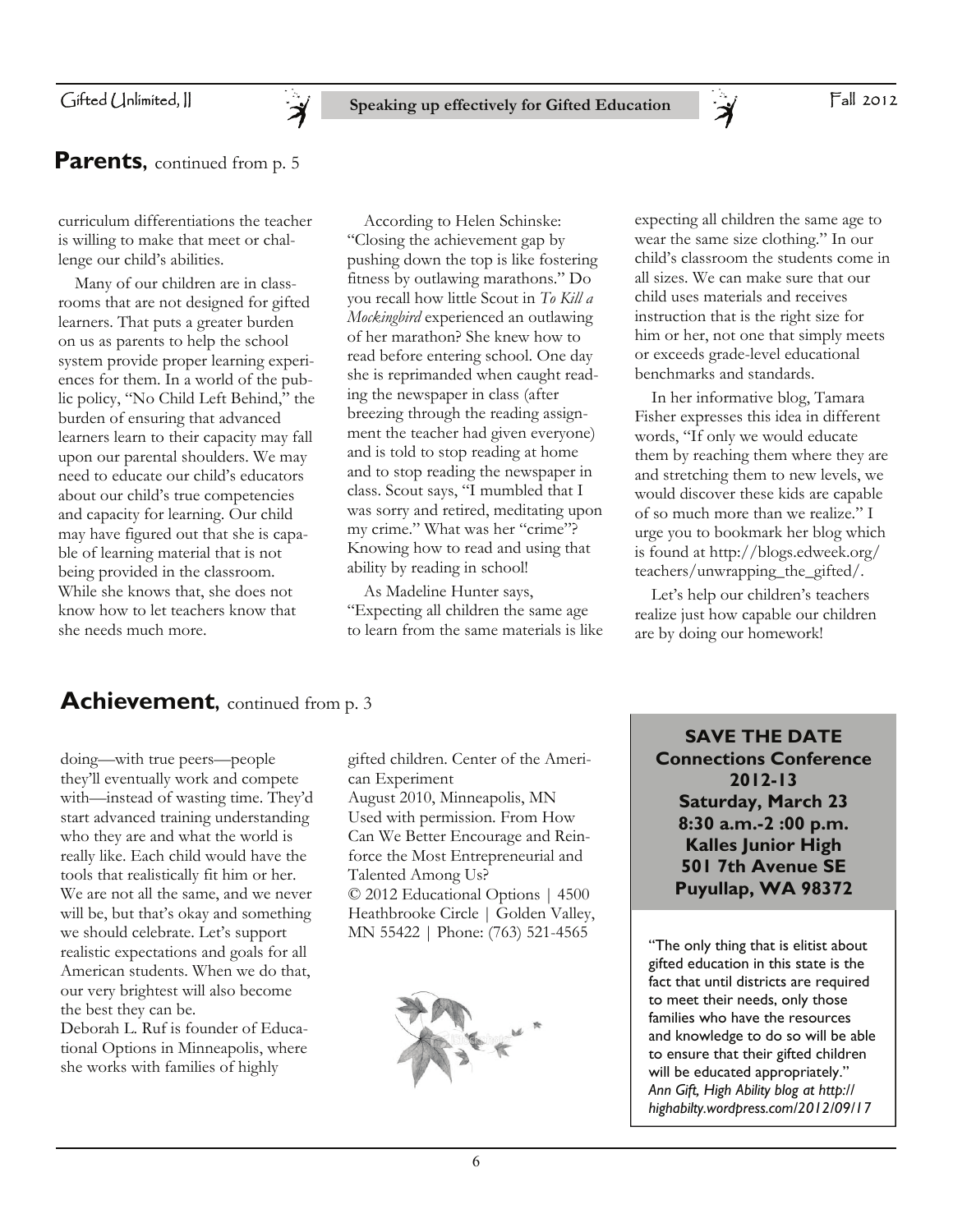## **Parents**, continued from p. 5

curriculum differentiations the teacher is willing to make that meet or challenge our child's abilities.

Many of our children are in classrooms that are not designed for gifted learners. That puts a greater burden on us as parents to help the school system provide proper learning experiences for them. In a world of the public policy, "No Child Left Behind," the burden of ensuring that advanced learners learn to their capacity may fall upon our parental shoulders. We may need to educate our child's educators about our child's true competencies and capacity for learning. Our child may have figured out that she is capable of learning material that is not being provided in the classroom. While she knows that, she does not know how to let teachers know that she needs much more.

According to Helen Schinske: "Closing the achievement gap by pushing down the top is like fostering fitness by outlawing marathons." Do you recall how little Scout in *To Kill a Mockingbird* experienced an outlawing of her marathon? She knew how to read before entering school. One day she is reprimanded when caught reading the newspaper in class (after breezing through the reading assignment the teacher had given everyone) and is told to stop reading at home and to stop reading the newspaper in class. Scout says, "I mumbled that I was sorry and retired, meditating upon my crime." What was her "crime"? Knowing how to read and using that ability by reading in school!

As Madeline Hunter says, "Expecting all children the same age to learn from the same materials is like expecting all children the same age to wear the same size clothing." In our child's classroom the students come in all sizes. We can make sure that our child uses materials and receives instruction that is the right size for him or her, not one that simply meets or exceeds grade-level educational benchmarks and standards.

In her informative blog, Tamara Fisher expresses this idea in different words, "If only we would educate them by reaching them where they are and stretching them to new levels, we would discover these kids are capable of so much more than we realize." I urge you to bookmark her blog which is found at http://blogs.edweek.org/teachers/unwrapping_the_gifted/.

Let's help our children's teachers realize just how capable our children are by doing our homework!

## **Achievement**, continued from p. 3

doing—with true peers—people they'll eventually work and compete with—instead of wasting time. They'd start advanced training understanding who they are and what the world is really like. Each child would have the tools that realistically fit him or her. We are not all the same, and we never will be, but that's okay and something we should celebrate. Let's support realistic expectations and goals for all American students. When we do that, our very brightest will also become the best they can be.

Deborah L. Ruf is founder of Educational Options in Minneapolis, where she works with families of highly gifted children. Center of the American Experiment

August 2010, Minneapolis, MN

Used with permission. From How Can We Better Encourage and Reinforce the Most Entrepreneurial and Talented Among Us?

© 2012 Educational Options | 4500 Heathbrooke Circle | Golden Valley, MN 55422 | Phone: (763) 521-4565

**SAVE THE DATE**
**Connections Conference**
**2012-13**
**Saturday, March 23**
**8:30 a.m.-2 :00 p.m.**
**Kalles Junior High**
**501 7th Avenue SE**
**Puyullap, WA 98372**

"The only thing that is elitist about gifted education in this state is the fact that until districts are required to meet their needs, only those families who have the resources and knowledge to do so will be able to ensure that their gifted children will be educated appropriately."
*Ann Gift, High Ability blog at http://highabilty.wordpress.com/2012/09/17*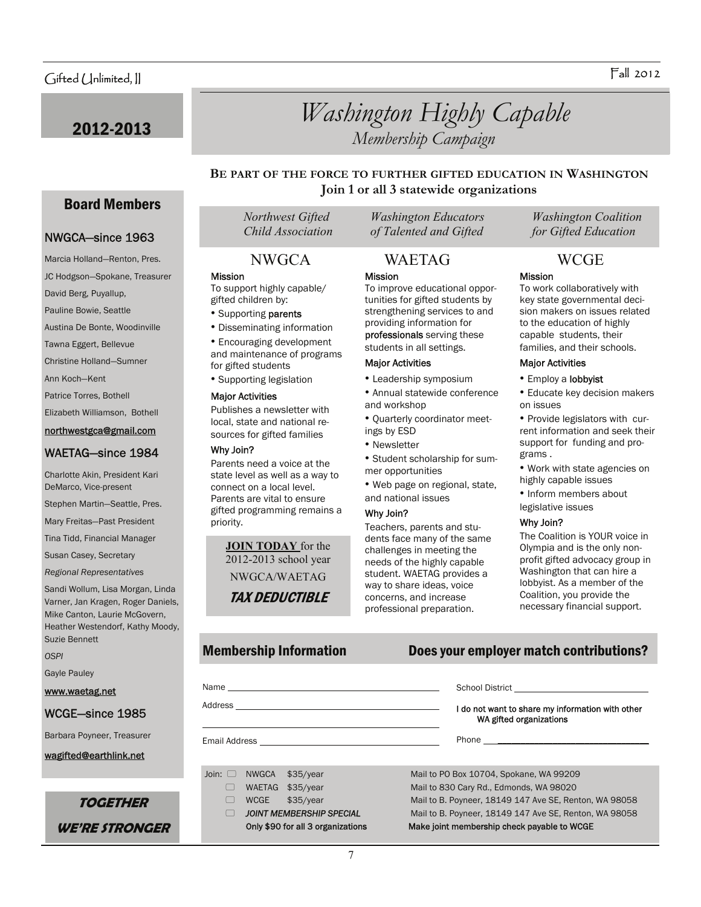## 2012-2013

# *Washington Highly Capable*

*Membership Campaign*

**BE PART OF THE FORCE TO FURTHER GIFTED EDUCATION IN WASHINGTON**
**Join 1 or all 3 statewide organizations**

## Board Members

### NWGCA—since 1963

Marcia Holland—Renton, Pres.
JC Hodgson—Spokane, Treasurer
David Berg, Puyallup,
Pauline Bowie, Seattle
Austina De Bonte, Woodinville
Tawna Eggert, Bellevue
Christine Holland—Sumner
Ann Koch—Kent
Patrice Torres, Bothell
Elizabeth Williamson, Bothell
northwestgca@gmail.com

### WAETAG—since 1984

Charlotte Akin, President Kari DeMarco, Vice-present
Stephen Martin—Seattle, Pres.
Mary Freitas—Past President
Tina Tidd, Financial Manager
Susan Casey, Secretary
*Regional Representatives*
Sandi Wollum, Lisa Morgan, Linda Varner, Jan Kragen, Roger Daniels, Mike Canton, Laurie McGovern, Heather Westendorf, Kathy Moody, Suzie Bennett
*OSPI*
Gayle Pauley
www.waetag.net

### WCGE—since 1985

Barbara Poyneer, Treasurer
wagifted@earthlink.net

**TOGETHER WE'RE STRONGER**

## NWGCA

*Northwest Gifted Child Association*

**Mission**

To support highly capable/ gifted children by:

- Supporting **parents**
- Disseminating information
- Encouraging development and maintenance of programs for gifted students
- Supporting legislation

**Major Activities**

Publishes a newsletter with local, state and national resources for gifted families

**Why Join?**

Parents need a voice at the state level as well as a way to connect on a local level. Parents are vital to ensure gifted programming remains a priority.

**JOIN TODAY** for the 2012-2013 school year
NWGCA/WAETAG
***TAX DEDUCTIBLE***

## WAETAG

*Washington Educators of Talented and Gifted*

**Mission**

To improve educational opportunities for gifted students by strengthening services to and providing information for **professionals** serving these students in all settings.

**Major Activities**

- Leadership symposium
- Annual statewide conference and workshop
- Quarterly coordinator meetings by ESD
- Newsletter
- Student scholarship for summer opportunities
- Web page on regional, state, and national issues

**Why Join?**

Teachers, parents and students face many of the same challenges in meeting the needs of the highly capable student. WAETAG provides a way to share ideas, voice concerns, and increase professional preparation.

## WCGE

*Washington Coalition for Gifted Education*

**Mission**

To work collaboratively with key state governmental decision makers on issues related to the education of highly capable students, their families, and their schools.

**Major Activities**

- Employ a **lobbyist**
- Educate key decision makers on issues
- Provide legislators with current information and seek their support for funding and programs .
- Work with state agencies on highly capable issues
- Inform members about legislative issues

**Why Join?**

The Coalition is YOUR voice in Olympia and is the only non-profit gifted advocacy group in Washington that can hire a lobbyist. As a member of the Coalition, you provide the necessary financial support.

## Membership Information

## Does your employer match contributions?

Name \_\_\_\_\_\_\_\_\_\_\_\_\_\_\_\_\_\_\_\_\_\_\_\_\_\_\_\_

Address \_\_\_\_\_\_\_\_\_\_\_\_\_\_\_\_\_\_\_\_\_\_\_\_\_\_\_\_

Email Address \_\_\_\_\_\_\_\_\_\_\_\_\_\_\_\_\_\_\_\_\_\_\_\_\_\_\_\_

School District \_\_\_\_\_\_\_\_\_\_\_\_\_\_\_\_\_\_\_\_\_\_\_\_\_\_\_\_

**I do not want to share my information with other WA gifted organizations**

Phone \_\_\_\_\_\_\_\_\_\_\_\_\_\_\_\_\_\_\_\_\_\_\_\_\_\_\_\_

Join:

- ☐ NWGCA $35/year — Mail to PO Box 10704, Spokane, WA 99209
- ☐ WAETAG $35/year — Mail to 830 Cary Rd., Edmonds, WA 98020
- ☐ WCGE $35/year — Mail to B. Poyneer, 18149 147 Ave SE, Renton, WA 98058
- ☐ *JOINT MEMBERSHIP SPECIAL* — Mail to B. Poyneer, 18149 147 Ave SE, Renton, WA 98058

**Only $90 for all 3 organizations** — **Make joint membership check payable to WCGE**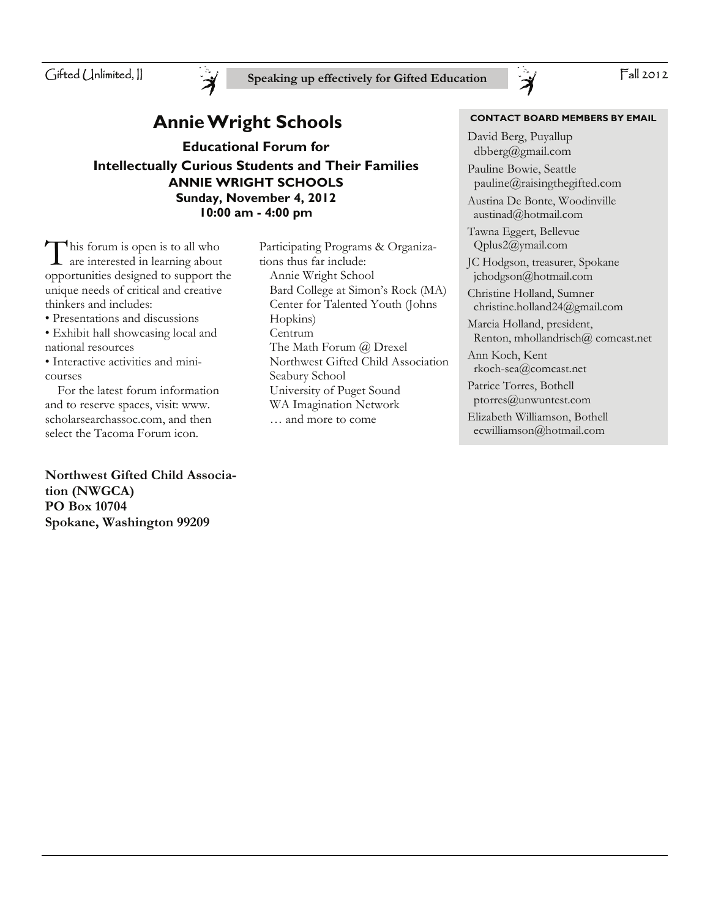# Annie Wright Schools

**Educational Forum for**
**Intellectually Curious Students and Their Families**
**ANNIE WRIGHT SCHOOLS**
**Sunday, November 4, 2012**
**10:00 am - 4:00 pm**

This forum is open is to all who are interested in learning about opportunities designed to support the unique needs of critical and creative thinkers and includes:

- Presentations and discussions
- Exhibit hall showcasing local and national resources
- Interactive activities and mini-courses

For the latest forum information and to reserve spaces, visit: www.scholarsearchassoc.com, and then select the Tacoma Forum icon.

Participating Programs & Organizations thus far include:

Annie Wright School
Bard College at Simon's Rock (MA)
Center for Talented Youth (Johns Hopkins)
Centrum
The Math Forum @ Drexel
Northwest Gifted Child Association
Seabury School
University of Puget Sound
WA Imagination Network
… and more to come

**Northwest Gifted Child Association (NWGCA)**
**PO Box 10704**
**Spokane, Washington 99209**

**CONTACT BOARD MEMBERS BY EMAIL**

David Berg, Puyallup
dbberg@gmail.com

Pauline Bowie, Seattle
pauline@raisingthegifted.com

Austina De Bonte, Woodinville
austinad@hotmail.com

Tawna Eggert, Bellevue
Qplus2@ymail.com

JC Hodgson, treasurer, Spokane
jchodgson@hotmail.com

Christine Holland, Sumner
christine.holland24@gmail.com

Marcia Holland, president, Renton, mhollandrisch@ comcast.net

Ann Koch, Kent
rkoch-sea@comcast.net

Patrice Torres, Bothell
ptorres@unwuntest.com

Elizabeth Williamson, Bothell
ecwilliamson@hotmail.com